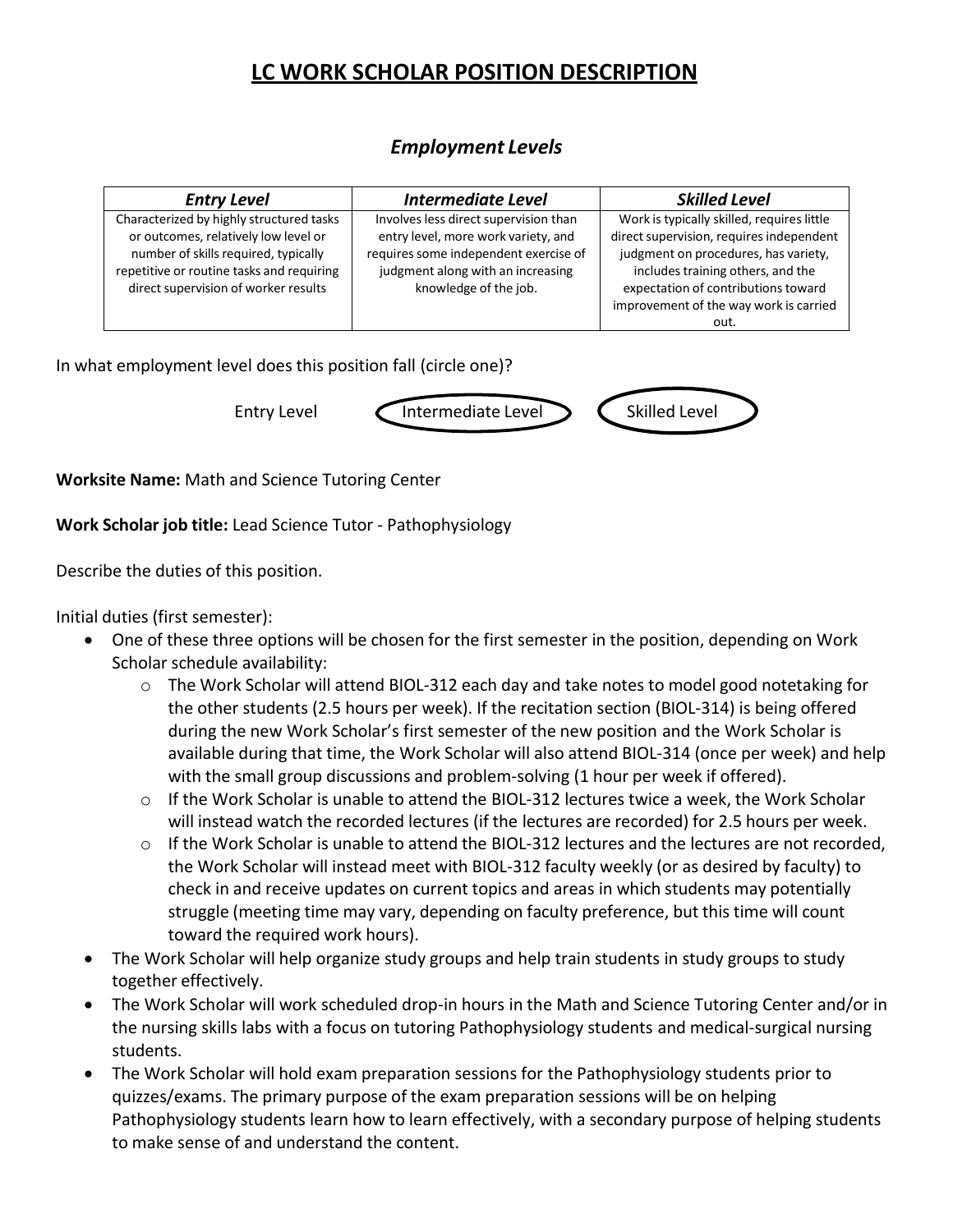# LC WORK SCHOLAR POSITION DESCRIPTION

## *Employment Levels*

| *Entry Level* | *Intermediate Level* | *Skilled Level* |
|---|---|---|
| Characterized by highly structured tasks or outcomes, relatively low level or number of skills required, typically repetitive or routine tasks and requiring direct supervision of worker results | Involves less direct supervision than entry level, more work variety, and requires some independent exercise of judgment along with an increasing knowledge of the job. | Work is typically skilled, requires little direct supervision, requires independent judgment on procedures, has variety, includes training others, and the expectation of contributions toward improvement of the way work is carried out. |

In what employment level does this position fall (circle one)?

Entry Level &nbsp;&nbsp;&nbsp; (Intermediate Level) &nbsp;&nbsp;&nbsp; (Skilled Level)

**Worksite Name:** Math and Science Tutoring Center

**Work Scholar job title:** Lead Science Tutor - Pathophysiology

Describe the duties of this position.

Initial duties (first semester):

- One of these three options will be chosen for the first semester in the position, depending on Work Scholar schedule availability:
  - The Work Scholar will attend BIOL-312 each day and take notes to model good notetaking for the other students (2.5 hours per week). If the recitation section (BIOL-314) is being offered during the new Work Scholar's first semester of the new position and the Work Scholar is available during that time, the Work Scholar will also attend BIOL-314 (once per week) and help with the small group discussions and problem-solving (1 hour per week if offered).
  - If the Work Scholar is unable to attend the BIOL-312 lectures twice a week, the Work Scholar will instead watch the recorded lectures (if the lectures are recorded) for 2.5 hours per week.
  - If the Work Scholar is unable to attend the BIOL-312 lectures and the lectures are not recorded, the Work Scholar will instead meet with BIOL-312 faculty weekly (or as desired by faculty) to check in and receive updates on current topics and areas in which students may potentially struggle (meeting time may vary, depending on faculty preference, but this time will count toward the required work hours).
- The Work Scholar will help organize study groups and help train students in study groups to study together effectively.
- The Work Scholar will work scheduled drop-in hours in the Math and Science Tutoring Center and/or in the nursing skills labs with a focus on tutoring Pathophysiology students and medical-surgical nursing students.
- The Work Scholar will hold exam preparation sessions for the Pathophysiology students prior to quizzes/exams. The primary purpose of the exam preparation sessions will be on helping Pathophysiology students learn how to learn effectively, with a secondary purpose of helping students to make sense of and understand the content.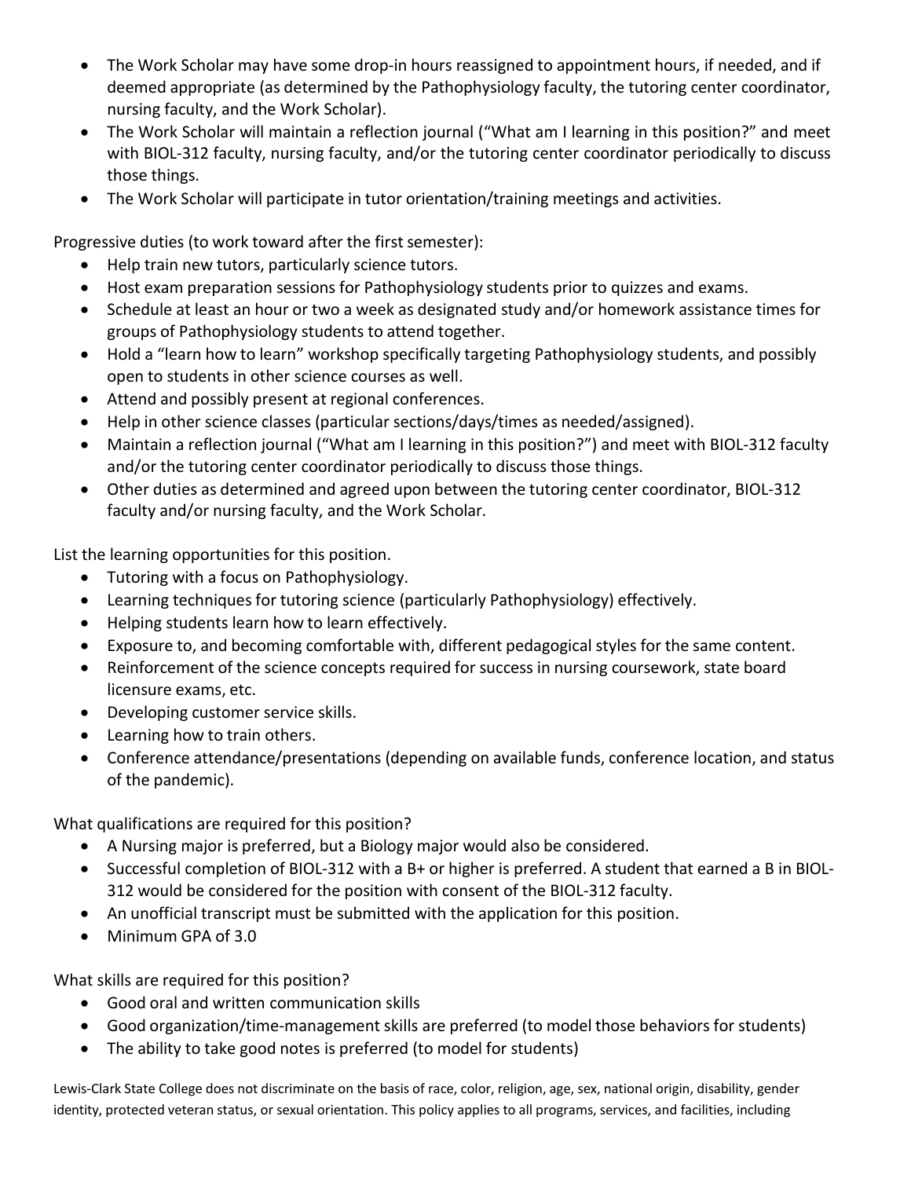- The Work Scholar may have some drop-in hours reassigned to appointment hours, if needed, and if deemed appropriate (as determined by the Pathophysiology faculty, the tutoring center coordinator, nursing faculty, and the Work Scholar).
- The Work Scholar will maintain a reflection journal ("What am I learning in this position?" and meet with BIOL-312 faculty, nursing faculty, and/or the tutoring center coordinator periodically to discuss those things.
- The Work Scholar will participate in tutor orientation/training meetings and activities.

Progressive duties (to work toward after the first semester):

- Help train new tutors, particularly science tutors.
- Host exam preparation sessions for Pathophysiology students prior to quizzes and exams.
- Schedule at least an hour or two a week as designated study and/or homework assistance times for groups of Pathophysiology students to attend together.
- Hold a "learn how to learn" workshop specifically targeting Pathophysiology students, and possibly open to students in other science courses as well.
- Attend and possibly present at regional conferences.
- Help in other science classes (particular sections/days/times as needed/assigned).
- Maintain a reflection journal ("What am I learning in this position?") and meet with BIOL-312 faculty and/or the tutoring center coordinator periodically to discuss those things.
- Other duties as determined and agreed upon between the tutoring center coordinator, BIOL-312 faculty and/or nursing faculty, and the Work Scholar.

List the learning opportunities for this position.

- Tutoring with a focus on Pathophysiology.
- Learning techniques for tutoring science (particularly Pathophysiology) effectively.
- Helping students learn how to learn effectively.
- Exposure to, and becoming comfortable with, different pedagogical styles for the same content.
- Reinforcement of the science concepts required for success in nursing coursework, state board licensure exams, etc.
- Developing customer service skills.
- Learning how to train others.
- Conference attendance/presentations (depending on available funds, conference location, and status of the pandemic).

What qualifications are required for this position?

- A Nursing major is preferred, but a Biology major would also be considered.
- Successful completion of BIOL-312 with a B+ or higher is preferred. A student that earned a B in BIOL-312 would be considered for the position with consent of the BIOL-312 faculty.
- An unofficial transcript must be submitted with the application for this position.
- Minimum GPA of 3.0

What skills are required for this position?

- Good oral and written communication skills
- Good organization/time-management skills are preferred (to model those behaviors for students)
- The ability to take good notes is preferred (to model for students)

Lewis-Clark State College does not discriminate on the basis of race, color, religion, age, sex, national origin, disability, gender identity, protected veteran status, or sexual orientation. This policy applies to all programs, services, and facilities, including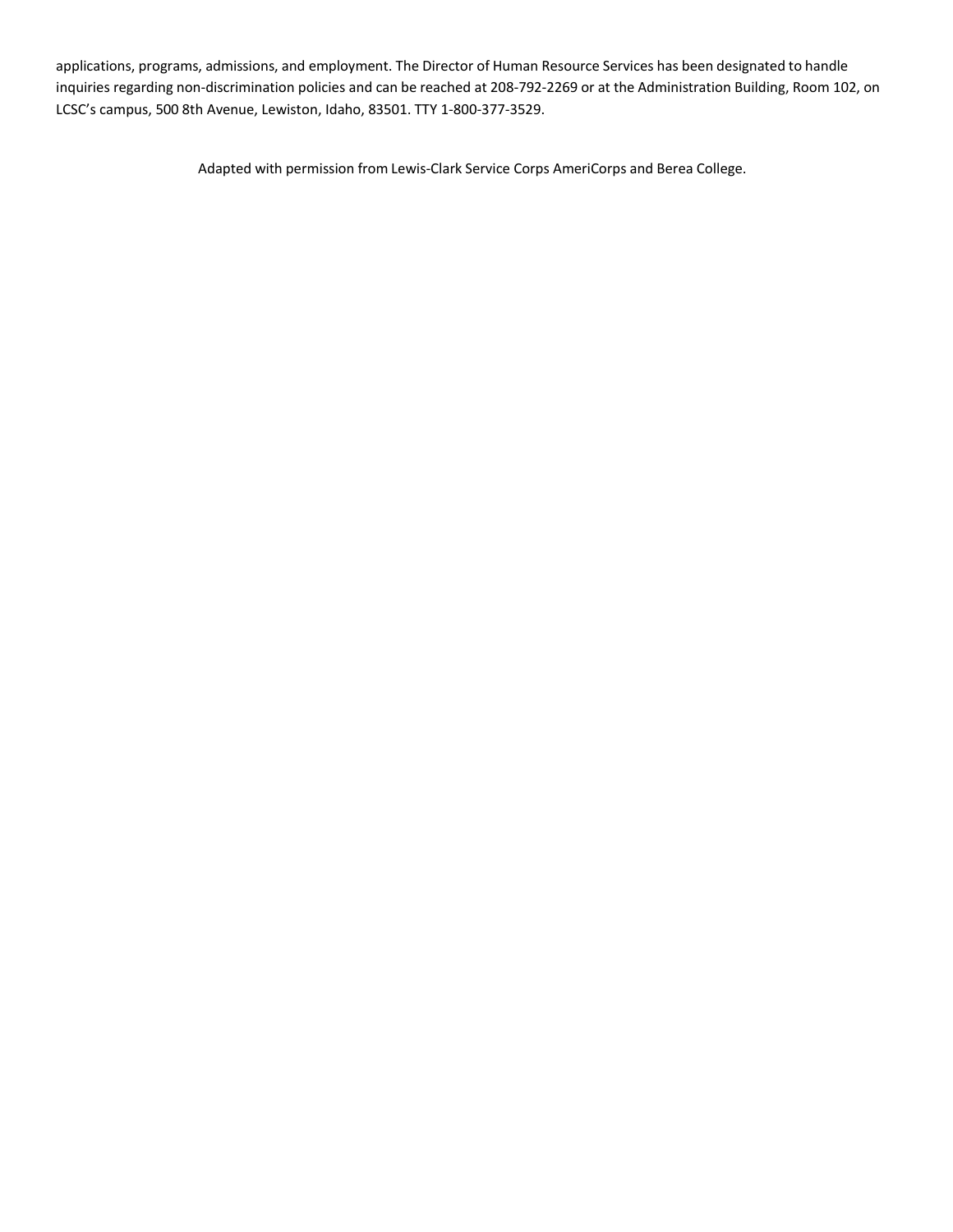applications, programs, admissions, and employment. The Director of Human Resource Services has been designated to handle inquiries regarding non-discrimination policies and can be reached at 208-792-2269 or at the Administration Building, Room 102, on LCSC's campus, 500 8th Avenue, Lewiston, Idaho, 83501. TTY 1-800-377-3529.

Adapted with permission from Lewis-Clark Service Corps AmeriCorps and Berea College.